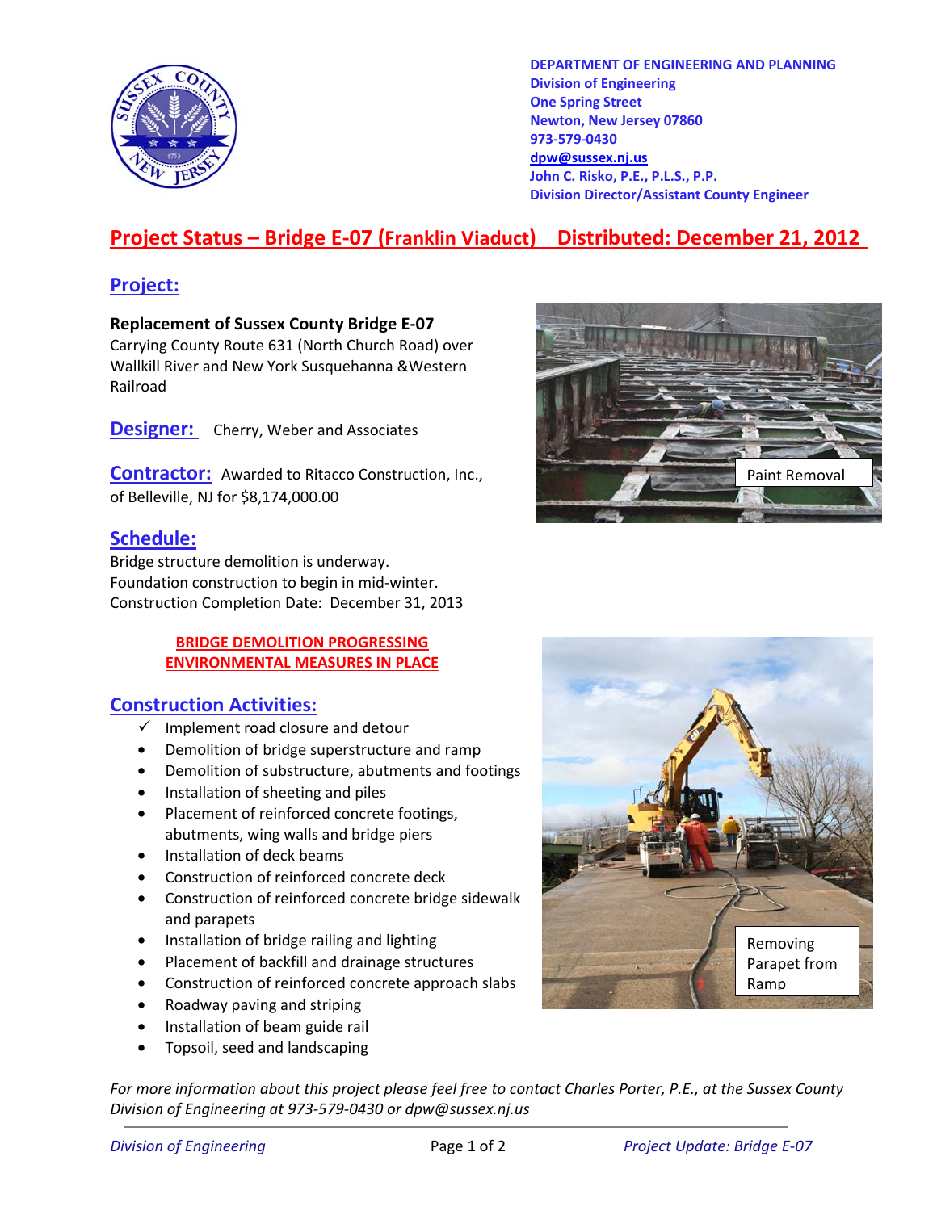DEPARTMENT OF ENGINEERING AND PLANNING
Division of Engineering
One Spring Street
Newton, New Jersey 07860
973-579-0430
dpw@sussex.nj.us
John C. Risko, P.E., P.L.S., P.P.
Division Director/Assistant County Engineer

# Project Status – Bridge E-07 (Franklin Viaduct)    Distributed: December 21, 2012

## Project:

**Replacement of Sussex County Bridge E-07**
Carrying County Route 631 (North Church Road) over Wallkill River and New York Susquehanna &Western Railroad

## Designer:

Cherry, Weber and Associates

## Contractor:

Awarded to Ritacco Construction, Inc., of Belleville, NJ for $8,174,000.00

## Schedule:

Bridge structure demolition is underway.
Foundation construction to begin in mid-winter.
Construction Completion Date: December 31, 2013

**BRIDGE DEMOLITION PROGRESSING**
**ENVIRONMENTAL MEASURES IN PLACE**

## Construction Activities:

- ✓ Implement road closure and detour
- Demolition of bridge superstructure and ramp
- Demolition of substructure, abutments and footings
- Installation of sheeting and piles
- Placement of reinforced concrete footings, abutments, wing walls and bridge piers
- Installation of deck beams
- Construction of reinforced concrete deck
- Construction of reinforced concrete bridge sidewalk and parapets
- Installation of bridge railing and lighting
- Placement of backfill and drainage structures
- Construction of reinforced concrete approach slabs
- Roadway paving and striping
- Installation of beam guide rail
- Topsoil, seed and landscaping

Paint Removal

Removing Parapet from Ramp

*For more information about this project please feel free to contact Charles Porter, P.E., at the Sussex County Division of Engineering at 973-579-0430 or dpw@sussex.nj.us*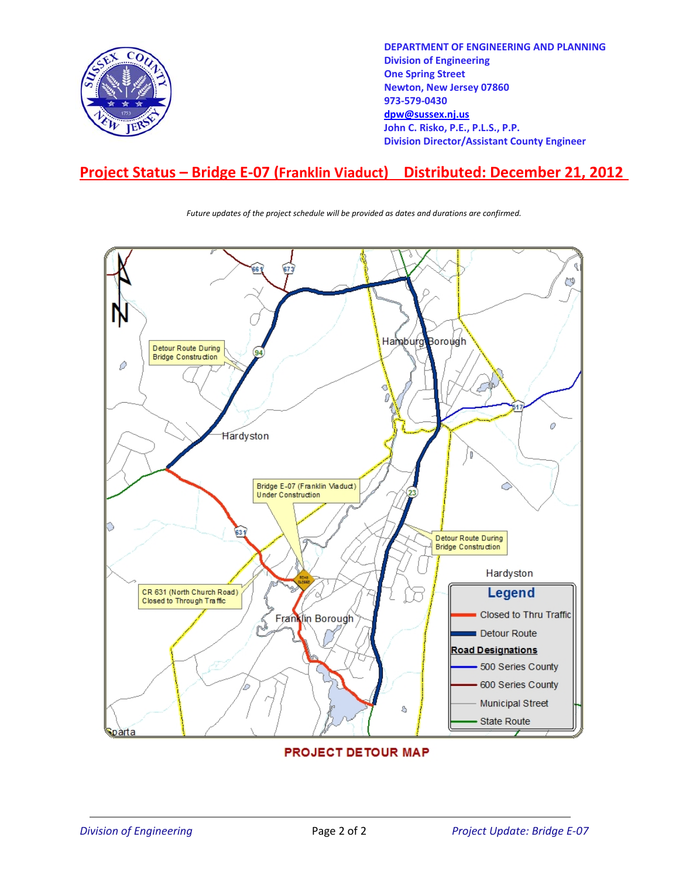DEPARTMENT OF ENGINEERING AND PLANNING
Division of Engineering
One Spring Street
Newton, New Jersey 07860
973-579-0430
dpw@sussex.nj.us
John C. Risko, P.E., P.L.S., P.P.
Division Director/Assistant County Engineer

## Project Status – Bridge E-07 (Franklin Viaduct) Distributed: December 21, 2012

*Future updates of the project schedule will be provided as dates and durations are confirmed.*

Detour Route During Bridge Construction

Hamburg Borough

Hardyston

Bridge E-07 (Franklin Viaduct) Under Construction

Detour Route During Bridge Construction

Hardyston

CR 631 (North Church Road) Closed to Through Traffic

Franklin Borough

Sparta

661

673

94

517

23

631

Legend

Closed to Thru Traffic

Detour Route

Road Designations

500 Series County

600 Series County

Municipal Street

State Route

PROJECT DETOUR MAP